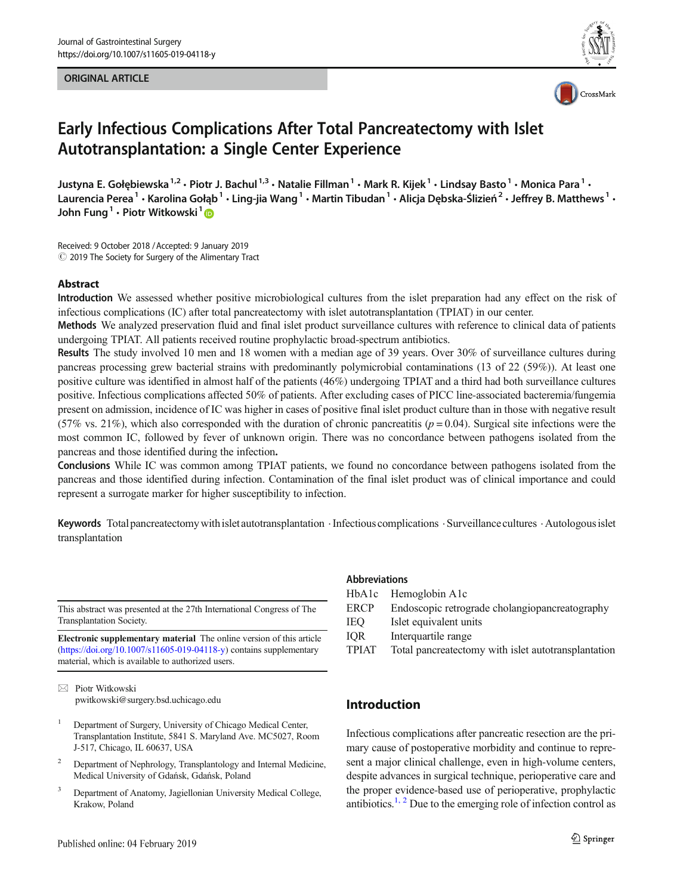ORIGINAL ARTICLE

# Early Infectious Complications After Total Pancreatectomy with Islet Autotransplantation: a Single Center Experience

Justyna E. Gołębiewska[1,2] · Piotr J. Bachul[1,3] · Natalie Fillman[1] · Mark R. Kijek[1] · Lindsay Basto[1] · Monica Para[1] · Laurencia Perea[1] · Karolina Gołąb[1] · Ling-jia Wang[1] · Martin Tibudan[1] · Alicja Dębska-Ślizień[2] · Jeffrey B. Matthews[1] · John Fung[1] · Piotr Witkowski[1]

Received: 9 October 2018 / Accepted: 9 January 2019
© 2019 The Society for Surgery of the Alimentary Tract

## Abstract

**Introduction** We assessed whether positive microbiological cultures from the islet preparation had any effect on the risk of infectious complications (IC) after total pancreatectomy with islet autotransplantation (TPIAT) in our center.

**Methods** We analyzed preservation fluid and final islet product surveillance cultures with reference to clinical data of patients undergoing TPIAT. All patients received routine prophylactic broad-spectrum antibiotics.

**Results** The study involved 10 men and 18 women with a median age of 39 years. Over 30% of surveillance cultures during pancreas processing grew bacterial strains with predominantly polymicrobial contaminations (13 of 22 (59%)). At least one positive culture was identified in almost half of the patients (46%) undergoing TPIAT and a third had both surveillance cultures positive. Infectious complications affected 50% of patients. After excluding cases of PICC line-associated bacteremia/fungemia present on admission, incidence of IC was higher in cases of positive final islet product culture than in those with negative result (57% vs. 21%), which also corresponded with the duration of chronic pancreatitis ($p = 0.04$). Surgical site infections were the most common IC, followed by fever of unknown origin. There was no concordance between pathogens isolated from the pancreas and those identified during the infection.

**Conclusions** While IC was common among TPIAT patients, we found no concordance between pathogens isolated from the pancreas and those identified during infection. Contamination of the final islet product was of clinical importance and could represent a surrogate marker for higher susceptibility to infection.

**Keywords** Total pancreatectomy with islet autotransplantation · Infectious complications · Surveillance cultures · Autologous islet transplantation

This abstract was presented at the 27th International Congress of The Transplantation Society.

**Electronic supplementary material** The online version of this article (https://doi.org/10.1007/s11605-019-04118-y) contains supplementary material, which is available to authorized users.

✉ Piotr Witkowski
pwitkowski@surgery.bsd.uchicago.edu

[1] Department of Surgery, University of Chicago Medical Center, Transplantation Institute, 5841 S. Maryland Ave. MC5027, Room J-517, Chicago, IL 60637, USA

[2] Department of Nephrology, Transplantology and Internal Medicine, Medical University of Gdańsk, Gdańsk, Poland

[3] Department of Anatomy, Jagiellonian University Medical College, Krakow, Poland

## Abbreviations

| | |
|---|---|
| HbA1c | Hemoglobin A1c |
| ERCP | Endoscopic retrograde cholangiopancreatography |
| IEQ | Islet equivalent units |
| IQR | Interquartile range |
| TPIAT | Total pancreatectomy with islet autotransplantation |

## Introduction

Infectious complications after pancreatic resection are the primary cause of postoperative morbidity and continue to represent a major clinical challenge, even in high-volume centers, despite advances in surgical technique, perioperative care and the proper evidence-based use of perioperative, prophylactic antibiotics.[1,2] Due to the emerging role of infection control as

Published online: 04 February 2019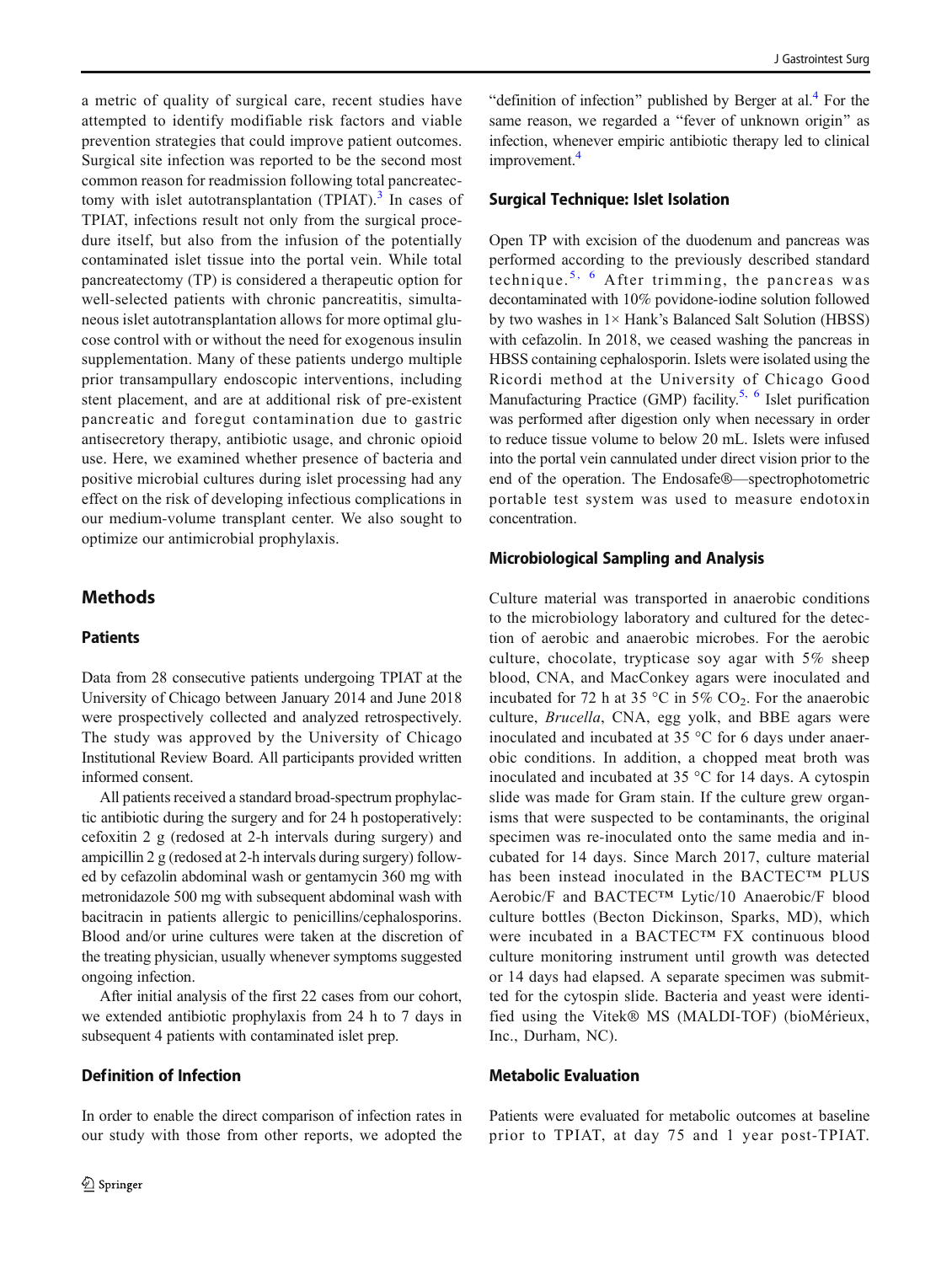a metric of quality of surgical care, recent studies have attempted to identify modifiable risk factors and viable prevention strategies that could improve patient outcomes. Surgical site infection was reported to be the second most common reason for readmission following total pancreatectomy with islet autotransplantation (TPIAT).[3] In cases of TPIAT, infections result not only from the surgical procedure itself, but also from the infusion of the potentially contaminated islet tissue into the portal vein. While total pancreatectomy (TP) is considered a therapeutic option for well-selected patients with chronic pancreatitis, simultaneous islet autotransplantation allows for more optimal glucose control with or without the need for exogenous insulin supplementation. Many of these patients undergo multiple prior transampullary endoscopic interventions, including stent placement, and are at additional risk of pre-existent pancreatic and foregut contamination due to gastric antisecretory therapy, antibiotic usage, and chronic opioid use. Here, we examined whether presence of bacteria and positive microbial cultures during islet processing had any effect on the risk of developing infectious complications in our medium-volume transplant center. We also sought to optimize our antimicrobial prophylaxis.

## Methods

### Patients

Data from 28 consecutive patients undergoing TPIAT at the University of Chicago between January 2014 and June 2018 were prospectively collected and analyzed retrospectively. The study was approved by the University of Chicago Institutional Review Board. All participants provided written informed consent.

All patients received a standard broad-spectrum prophylactic antibiotic during the surgery and for 24 h postoperatively: cefoxitin 2 g (redosed at 2-h intervals during surgery) and ampicillin 2 g (redosed at 2-h intervals during surgery) followed by cefazolin abdominal wash or gentamycin 360 mg with metronidazole 500 mg with subsequent abdominal wash with bacitracin in patients allergic to penicillins/cephalosporins. Blood and/or urine cultures were taken at the discretion of the treating physician, usually whenever symptoms suggested ongoing infection.

After initial analysis of the first 22 cases from our cohort, we extended antibiotic prophylaxis from 24 h to 7 days in subsequent 4 patients with contaminated islet prep.

### Definition of Infection

In order to enable the direct comparison of infection rates in our study with those from other reports, we adopted the "definition of infection" published by Berger at al.[4] For the same reason, we regarded a "fever of unknown origin" as infection, whenever empiric antibiotic therapy led to clinical improvement.[4]

### Surgical Technique: Islet Isolation

Open TP with excision of the duodenum and pancreas was performed according to the previously described standard technique.[5, 6] After trimming, the pancreas was decontaminated with 10% povidone-iodine solution followed by two washes in 1× Hank's Balanced Salt Solution (HBSS) with cefazolin. In 2018, we ceased washing the pancreas in HBSS containing cephalosporin. Islets were isolated using the Ricordi method at the University of Chicago Good Manufacturing Practice (GMP) facility.[5, 6] Islet purification was performed after digestion only when necessary in order to reduce tissue volume to below 20 mL. Islets were infused into the portal vein cannulated under direct vision prior to the end of the operation. The Endosafe®—spectrophotometric portable test system was used to measure endotoxin concentration.

### Microbiological Sampling and Analysis

Culture material was transported in anaerobic conditions to the microbiology laboratory and cultured for the detection of aerobic and anaerobic microbes. For the aerobic culture, chocolate, trypticase soy agar with 5% sheep blood, CNA, and MacConkey agars were inoculated and incubated for 72 h at 35 °C in 5% $CO_2$. For the anaerobic culture, *Brucella*, CNA, egg yolk, and BBE agars were inoculated and incubated at 35 °C for 6 days under anaerobic conditions. In addition, a chopped meat broth was inoculated and incubated at 35 °C for 14 days. A cytospin slide was made for Gram stain. If the culture grew organisms that were suspected to be contaminants, the original specimen was re-inoculated onto the same media and incubated for 14 days. Since March 2017, culture material has been instead inoculated in the BACTEC™ PLUS Aerobic/F and BACTEC™ Lytic/10 Anaerobic/F blood culture bottles (Becton Dickinson, Sparks, MD), which were incubated in a BACTEC™ FX continuous blood culture monitoring instrument until growth was detected or 14 days had elapsed. A separate specimen was submitted for the cytospin slide. Bacteria and yeast were identified using the Vitek® MS (MALDI-TOF) (bioMérieux, Inc., Durham, NC).

### Metabolic Evaluation

Patients were evaluated for metabolic outcomes at baseline prior to TPIAT, at day 75 and 1 year post-TPIAT.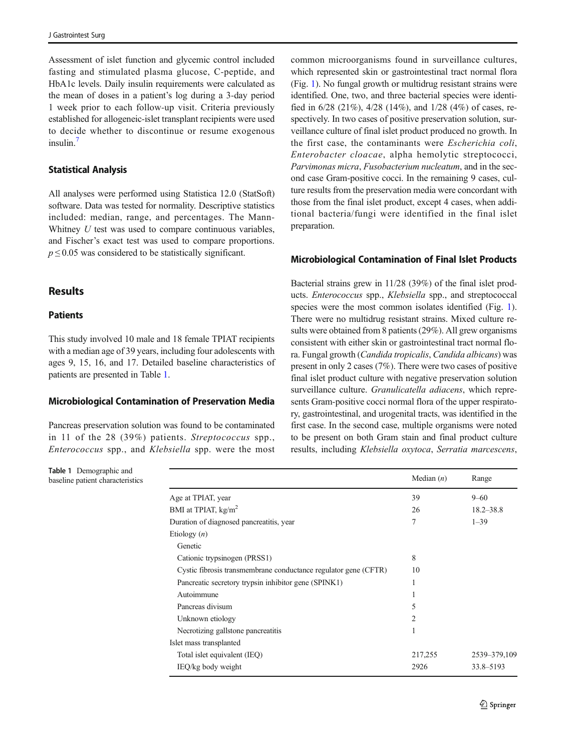Assessment of islet function and glycemic control included fasting and stimulated plasma glucose, C-peptide, and HbA1c levels. Daily insulin requirements were calculated as the mean of doses in a patient's log during a 3-day period 1 week prior to each follow-up visit. Criteria previously established for allogeneic-islet transplant recipients were used to decide whether to discontinue or resume exogenous insulin.[7]

### Statistical Analysis

All analyses were performed using Statistica 12.0 (StatSoft) software. Data was tested for normality. Descriptive statistics included: median, range, and percentages. The Mann-Whitney $U$ test was used to compare continuous variables, and Fischer's exact test was used to compare proportions. $p \leq 0.05$ was considered to be statistically significant.

## Results

### Patients

This study involved 10 male and 18 female TPIAT recipients with a median age of 39 years, including four adolescents with ages 9, 15, 16, and 17. Detailed baseline characteristics of patients are presented in Table 1.

### Microbiological Contamination of Preservation Media

Pancreas preservation solution was found to be contaminated in 11 of the 28 (39%) patients. *Streptococcus* spp., *Enterococcus* spp., and *Klebsiella* spp. were the most common microorganisms found in surveillance cultures, which represented skin or gastrointestinal tract normal flora (Fig. 1). No fungal growth or multidrug resistant strains were identified. One, two, and three bacterial species were identified in 6/28 (21%), 4/28 (14%), and 1/28 (4%) of cases, respectively. In two cases of positive preservation solution, surveillance culture of final islet product produced no growth. In the first case, the contaminants were *Escherichia coli*, *Enterobacter cloacae*, alpha hemolytic streptococci, *Parvimonas micra*, *Fusobacterium nucleatum*, and in the second case Gram-positive cocci. In the remaining 9 cases, culture results from the preservation media were concordant with those from the final islet product, except 4 cases, when additional bacteria/fungi were identified in the final islet preparation.

### Microbiological Contamination of Final Islet Products

Bacterial strains grew in 11/28 (39%) of the final islet products. *Enterococcus* spp., *Klebsiella* spp., and streptococcal species were the most common isolates identified (Fig. 1). There were no multidrug resistant strains. Mixed culture results were obtained from 8 patients (29%). All grew organisms consistent with either skin or gastrointestinal tract normal flora. Fungal growth (*Candida tropicalis*, *Candida albicans*) was present in only 2 cases (7%). There were two cases of positive final islet product culture with negative preservation solution surveillance culture. *Granulicatella adiacens*, which represents Gram-positive cocci normal flora of the upper respiratory, gastrointestinal, and urogenital tracts, was identified in the first case. In the second case, multiple organisms were noted to be present on both Gram stain and final product culture results, including *Klebsiella oxytoca*, *Serratia marcescens*,

**Table 1** Demographic and baseline patient characteristics

| | Median ($n$) | Range |
|---|---|---|
| Age at TPIAT, year | 39 | 9–60 |
| BMI at TPIAT, kg/m$^2$ | 26 | 18.2–38.8 |
| Duration of diagnosed pancreatitis, year | 7 | 1–39 |
| Etiology ($n$) | | |
| Genetic | | |
| Cationic trypsinogen (PRSS1) | 8 | |
| Cystic fibrosis transmembrane conductance regulator gene (CFTR) | 10 | |
| Pancreatic secretory trypsin inhibitor gene (SPINK1) | 1 | |
| Autoimmune | 1 | |
| Pancreas divisum | 5 | |
| Unknown etiology | 2 | |
| Necrotizing gallstone pancreatitis | 1 | |
| Islet mass transplanted | | |
| Total islet equivalent (IEQ) | 217,255 | 2539–379,109 |
| IEQ/kg body weight | 2926 | 33.8–5193 |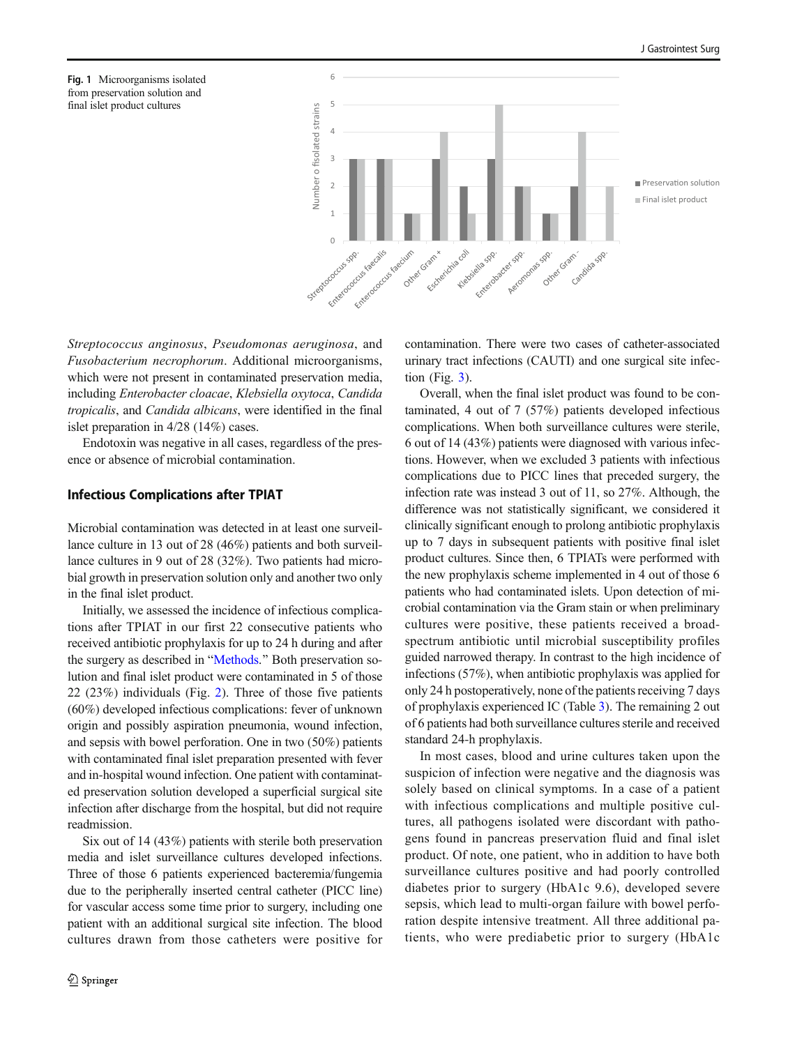Fig. 1 Microorganisms isolated from preservation solution and final islet product cultures

*Streptococcus anginosus*, *Pseudomonas aeruginosa*, and *Fusobacterium necrophorum*. Additional microorganisms, which were not present in contaminated preservation media, including *Enterobacter cloacae*, *Klebsiella oxytoca*, *Candida tropicalis*, and *Candida albicans*, were identified in the final islet preparation in 4/28 (14%) cases.

Endotoxin was negative in all cases, regardless of the presence or absence of microbial contamination.

### Infectious Complications after TPIAT

Microbial contamination was detected in at least one surveillance culture in 13 out of 28 (46%) patients and both surveillance cultures in 9 out of 28 (32%). Two patients had microbial growth in preservation solution only and another two only in the final islet product.

Initially, we assessed the incidence of infectious complications after TPIAT in our first 22 consecutive patients who received antibiotic prophylaxis for up to 24 h during and after the surgery as described in "Methods." Both preservation solution and final islet product were contaminated in 5 of those 22 (23%) individuals (Fig. 2). Three of those five patients (60%) developed infectious complications: fever of unknown origin and possibly aspiration pneumonia, wound infection, and sepsis with bowel perforation. One in two (50%) patients with contaminated final islet preparation presented with fever and in-hospital wound infection. One patient with contaminated preservation solution developed a superficial surgical site infection after discharge from the hospital, but did not require readmission.

Six out of 14 (43%) patients with sterile both preservation media and islet surveillance cultures developed infections. Three of those 6 patients experienced bacteremia/fungemia due to the peripherally inserted central catheter (PICC line) for vascular access some time prior to surgery, including one patient with an additional surgical site infection. The blood cultures drawn from those catheters were positive for contamination. There were two cases of catheter-associated urinary tract infections (CAUTI) and one surgical site infection (Fig. 3).

Overall, when the final islet product was found to be contaminated, 4 out of 7 (57%) patients developed infectious complications. When both surveillance cultures were sterile, 6 out of 14 (43%) patients were diagnosed with various infections. However, when we excluded 3 patients with infectious complications due to PICC lines that preceded surgery, the infection rate was instead 3 out of 11, so 27%. Although, the difference was not statistically significant, we considered it clinically significant enough to prolong antibiotic prophylaxis up to 7 days in subsequent patients with positive final islet product cultures. Since then, 6 TPIATs were performed with the new prophylaxis scheme implemented in 4 out of those 6 patients who had contaminated islets. Upon detection of microbial contamination via the Gram stain or when preliminary cultures were positive, these patients received a broad-spectrum antibiotic until microbial susceptibility profiles guided narrowed therapy. In contrast to the high incidence of infections (57%), when antibiotic prophylaxis was applied for only 24 h postoperatively, none of the patients receiving 7 days of prophylaxis experienced IC (Table 3). The remaining 2 out of 6 patients had both surveillance cultures sterile and received standard 24-h prophylaxis.

In most cases, blood and urine cultures taken upon the suspicion of infection were negative and the diagnosis was solely based on clinical symptoms. In a case of a patient with infectious complications and multiple positive cultures, all pathogens isolated were discordant with pathogens found in pancreas preservation fluid and final islet product. Of note, one patient, who in addition to have both surveillance cultures positive and had poorly controlled diabetes prior to surgery (HbA1c 9.6), developed severe sepsis, which lead to multi-organ failure with bowel perforation despite intensive treatment. All three additional patients, who were prediabetic prior to surgery (HbA1c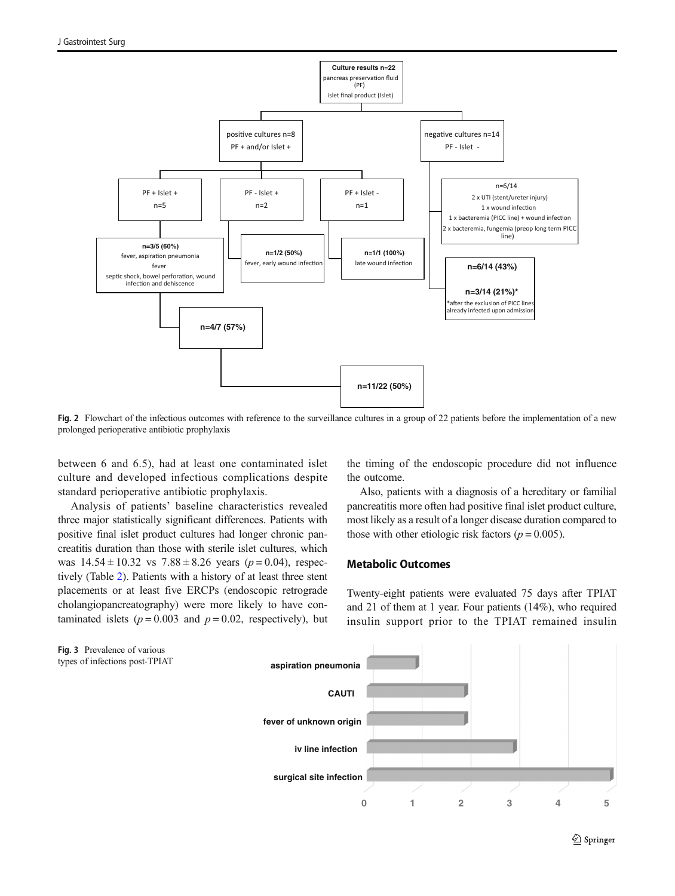Fig. 2 Flowchart of the infectious outcomes with reference to the surveillance cultures in a group of 22 patients before the implementation of a new prolonged perioperative antibiotic prophylaxis

between 6 and 6.5), had at least one contaminated islet culture and developed infectious complications despite standard perioperative antibiotic prophylaxis.

Analysis of patients' baseline characteristics revealed three major statistically significant differences. Patients with positive final islet product cultures had longer chronic pancreatitis duration than those with sterile islet cultures, which was $14.54 \pm 10.32$ vs $7.88 \pm 8.26$ years ($p = 0.04$), respectively (Table 2). Patients with a history of at least three stent placements or at least five ERCPs (endoscopic retrograde cholangiopancreatography) were more likely to have contaminated islets ($p = 0.003$ and $p = 0.02$, respectively), but the timing of the endoscopic procedure did not influence the outcome.

Also, patients with a diagnosis of a hereditary or familial pancreatitis more often had positive final islet product culture, most likely as a result of a longer disease duration compared to those with other etiologic risk factors ($p = 0.005$).

## Metabolic Outcomes

Twenty-eight patients were evaluated 75 days after TPIAT and 21 of them at 1 year. Four patients (14%), who required insulin support prior to the TPIAT remained insulin

Fig. 3 Prevalence of various types of infections post-TPIAT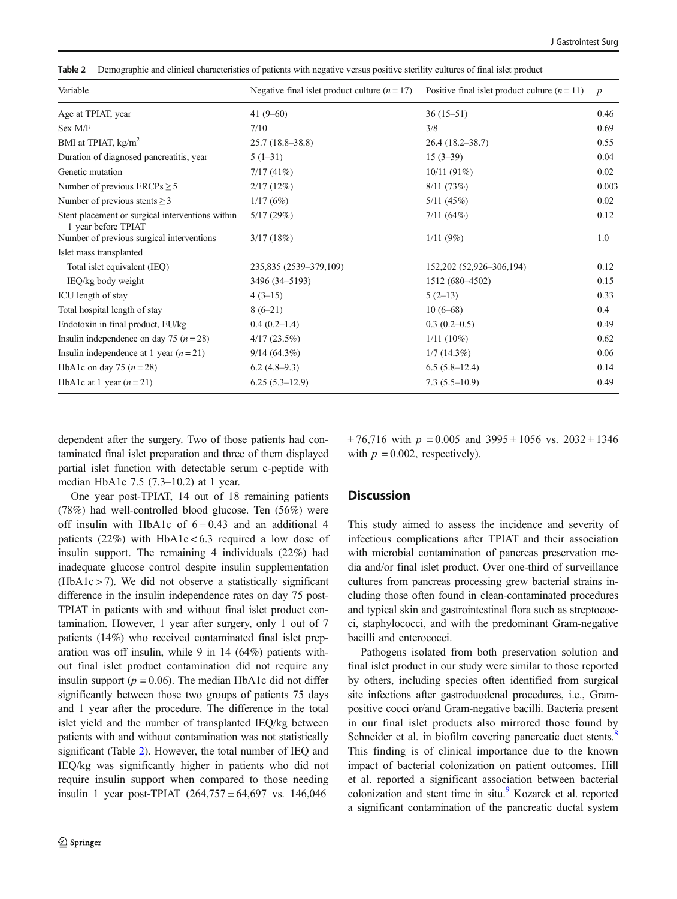**Table 2** Demographic and clinical characteristics of patients with negative versus positive sterility cultures of final islet product

| Variable | Negative final islet product culture ($n = 17$) | Positive final islet product culture ($n = 11$) | $p$ |
|---|---|---|---|
| Age at TPIAT, year | 41 (9–60) | 36 (15–51) | 0.46 |
| Sex M/F | 7/10 | 3/8 | 0.69 |
| BMI at TPIAT, kg/m$^2$ | 25.7 (18.8–38.8) | 26.4 (18.2–38.7) | 0.55 |
| Duration of diagnosed pancreatitis, year | 5 (1–31) | 15 (3–39) | 0.04 |
| Genetic mutation | 7/17 (41%) | 10/11 (91%) | 0.02 |
| Number of previous ERCPs ≥ 5 | 2/17 (12%) | 8/11 (73%) | 0.003 |
| Number of previous stents ≥ 3 | 1/17 (6%) | 5/11 (45%) | 0.02 |
| Stent placement or surgical interventions within 1 year before TPIAT | 5/17 (29%) | 7/11 (64%) | 0.12 |
| Number of previous surgical interventions | 3/17 (18%) | 1/11 (9%) | 1.0 |
| Islet mass transplanted | | | |
| Total islet equivalent (IEQ) | 235,835 (2539–379,109) | 152,202 (52,926–306,194) | 0.12 |
| IEQ/kg body weight | 3496 (34–5193) | 1512 (680–4502) | 0.15 |
| ICU length of stay | 4 (3–15) | 5 (2–13) | 0.33 |
| Total hospital length of stay | 8 (6–21) | 10 (6–68) | 0.4 |
| Endotoxin in final product, EU/kg | 0.4 (0.2–1.4) | 0.3 (0.2–0.5) | 0.49 |
| Insulin independence on day 75 ($n = 28$) | 4/17 (23.5%) | 1/11 (10%) | 0.62 |
| Insulin independence at 1 year ($n = 21$) | 9/14 (64.3%) | 1/7 (14.3%) | 0.06 |
| HbA1c on day 75 ($n = 28$) | 6.2 (4.8–9.3) | 6.5 (5.8–12.4) | 0.14 |
| HbA1c at 1 year ($n = 21$) | 6.25 (5.3–12.9) | 7.3 (5.5–10.9) | 0.49 |

dependent after the surgery. Two of those patients had contaminated final islet preparation and three of them displayed partial islet function with detectable serum c-peptide with median HbA1c 7.5 (7.3–10.2) at 1 year.

One year post-TPIAT, 14 out of 18 remaining patients (78%) had well-controlled blood glucose. Ten (56%) were off insulin with HbA1c of $6 \pm 0.43$ and an additional 4 patients (22%) with HbA1c < 6.3 required a low dose of insulin support. The remaining 4 individuals (22%) had inadequate glucose control despite insulin supplementation (HbA1c > 7). We did not observe a statistically significant difference in the insulin independence rates on day 75 post-TPIAT in patients with and without final islet product contamination. However, 1 year after surgery, only 1 out of 7 patients (14%) who received contaminated final islet preparation was off insulin, while 9 in 14 (64%) patients without final islet product contamination did not require any insulin support ($p = 0.06$). The median HbA1c did not differ significantly between those two groups of patients 75 days and 1 year after the procedure. The difference in the total islet yield and the number of transplanted IEQ/kg between patients with and without contamination was not statistically significant (Table 2). However, the total number of IEQ and IEQ/kg was significantly higher in patients who did not require insulin support when compared to those needing insulin 1 year post-TPIAT ($264{,}757 \pm 64{,}697$ vs. $146{,}046 \pm 76{,}716$ with $p = 0.005$ and $3995 \pm 1056$ vs. $2032 \pm 1346$ with $p = 0.002$, respectively).

## Discussion

This study aimed to assess the incidence and severity of infectious complications after TPIAT and their association with microbial contamination of pancreas preservation media and/or final islet product. Over one-third of surveillance cultures from pancreas processing grew bacterial strains including those often found in clean-contaminated procedures and typical skin and gastrointestinal flora such as streptococci, staphylococci, and with the predominant Gram-negative bacilli and enterococci.

Pathogens isolated from both preservation solution and final islet product in our study were similar to those reported by others, including species often identified from surgical site infections after gastroduodenal procedures, i.e., Gram-positive cocci or/and Gram-negative bacilli. Bacteria present in our final islet products also mirrored those found by Schneider et al. in biofilm covering pancreatic duct stents.[8] This finding is of clinical importance due to the known impact of bacterial colonization on patient outcomes. Hill et al. reported a significant association between bacterial colonization and stent time in situ.[9] Kozarek et al. reported a significant contamination of the pancreatic ductal system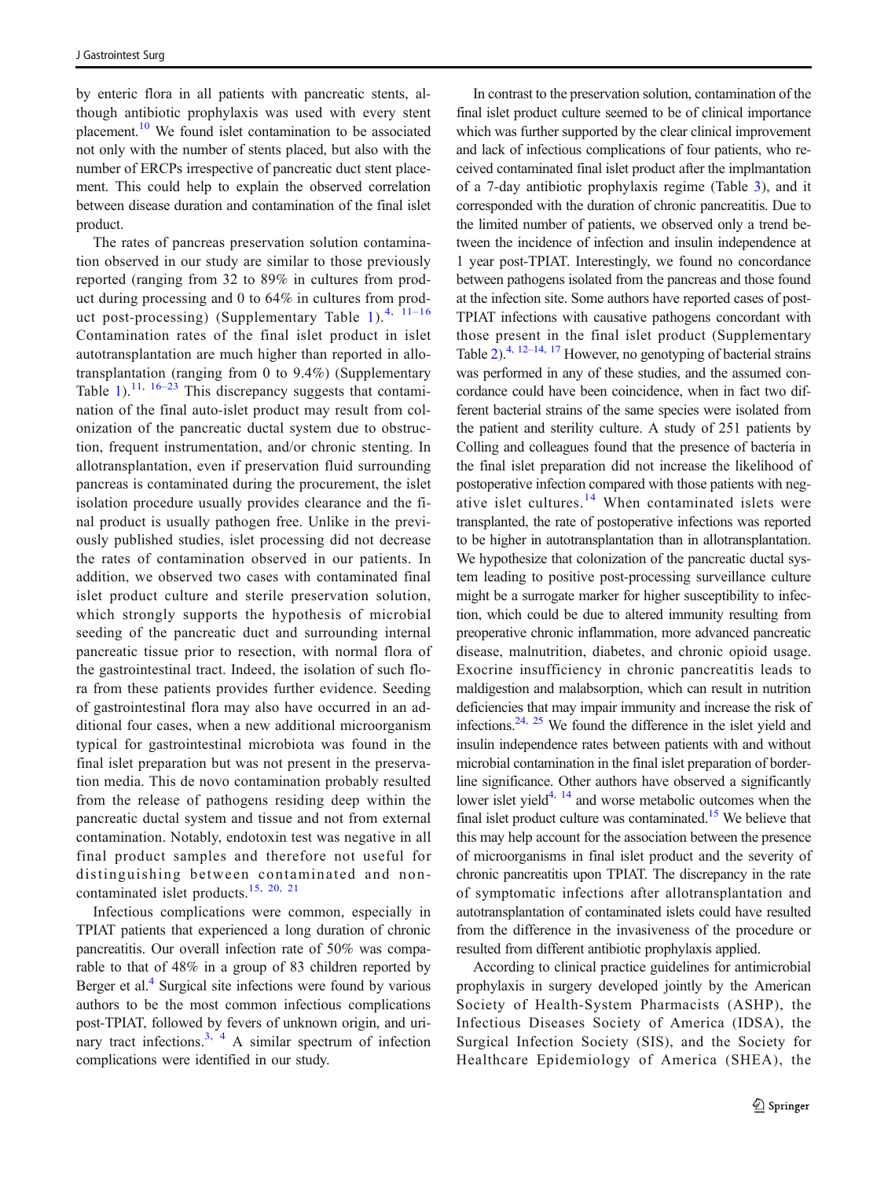by enteric flora in all patients with pancreatic stents, although antibiotic prophylaxis was used with every stent placement.[10] We found islet contamination to be associated not only with the number of stents placed, but also with the number of ERCPs irrespective of pancreatic duct stent placement. This could help to explain the observed correlation between disease duration and contamination of the final islet product.

The rates of pancreas preservation solution contamination observed in our study are similar to those previously reported (ranging from 32 to 89% in cultures from product during processing and 0 to 64% in cultures from product post-processing) (Supplementary Table 1).[4, 11–16] Contamination rates of the final islet product in islet autotransplantation are much higher than reported in allotransplantation (ranging from 0 to 9.4%) (Supplementary Table 1).[11, 16–23] This discrepancy suggests that contamination of the final auto-islet product may result from colonization of the pancreatic ductal system due to obstruction, frequent instrumentation, and/or chronic stenting. In allotransplantation, even if preservation fluid surrounding pancreas is contaminated during the procurement, the islet isolation procedure usually provides clearance and the final product is usually pathogen free. Unlike in the previously published studies, islet processing did not decrease the rates of contamination observed in our patients. In addition, we observed two cases with contaminated final islet product culture and sterile preservation solution, which strongly supports the hypothesis of microbial seeding of the pancreatic duct and surrounding internal pancreatic tissue prior to resection, with normal flora of the gastrointestinal tract. Indeed, the isolation of such flora from these patients provides further evidence. Seeding of gastrointestinal flora may also have occurred in an additional four cases, when a new additional microorganism typical for gastrointestinal microbiota was found in the final islet preparation but was not present in the preservation media. This de novo contamination probably resulted from the release of pathogens residing deep within the pancreatic ductal system and tissue and not from external contamination. Notably, endotoxin test was negative in all final product samples and therefore not useful for distinguishing between contaminated and non-contaminated islet products.[15, 20, 21]

Infectious complications were common, especially in TPIAT patients that experienced a long duration of chronic pancreatitis. Our overall infection rate of 50% was comparable to that of 48% in a group of 83 children reported by Berger et al.[4] Surgical site infections were found by various authors to be the most common infectious complications post-TPIAT, followed by fevers of unknown origin, and urinary tract infections.[3, 4] A similar spectrum of infection complications were identified in our study.

In contrast to the preservation solution, contamination of the final islet product culture seemed to be of clinical importance which was further supported by the clear clinical improvement and lack of infectious complications of four patients, who received contaminated final islet product after the implmantation of a 7-day antibiotic prophylaxis regime (Table 3), and it corresponded with the duration of chronic pancreatitis. Due to the limited number of patients, we observed only a trend between the incidence of infection and insulin independence at 1 year post-TPIAT. Interestingly, we found no concordance between pathogens isolated from the pancreas and those found at the infection site. Some authors have reported cases of post-TPIAT infections with causative pathogens concordant with those present in the final islet product (Supplementary Table 2).[4, 12–14, 17] However, no genotyping of bacterial strains was performed in any of these studies, and the assumed concordance could have been coincidence, when in fact two different bacterial strains of the same species were isolated from the patient and sterility culture. A study of 251 patients by Colling and colleagues found that the presence of bacteria in the final islet preparation did not increase the likelihood of postoperative infection compared with those patients with negative islet cultures.[14] When contaminated islets were transplanted, the rate of postoperative infections was reported to be higher in autotransplantation than in allotransplantation. We hypothesize that colonization of the pancreatic ductal system leading to positive post-processing surveillance culture might be a surrogate marker for higher susceptibility to infection, which could be due to altered immunity resulting from preoperative chronic inflammation, more advanced pancreatic disease, malnutrition, diabetes, and chronic opioid usage. Exocrine insufficiency in chronic pancreatitis leads to maldigestion and malabsorption, which can result in nutrition deficiencies that may impair immunity and increase the risk of infections.[24, 25] We found the difference in the islet yield and insulin independence rates between patients with and without microbial contamination in the final islet preparation of borderline significance. Other authors have observed a significantly lower islet yield[4, 14] and worse metabolic outcomes when the final islet product culture was contaminated.[15] We believe that this may help account for the association between the presence of microorganisms in final islet product and the severity of chronic pancreatitis upon TPIAT. The discrepancy in the rate of symptomatic infections after allotransplantation and autotransplantation of contaminated islets could have resulted from the difference in the invasiveness of the procedure or resulted from different antibiotic prophylaxis applied.

According to clinical practice guidelines for antimicrobial prophylaxis in surgery developed jointly by the American Society of Health-System Pharmacists (ASHP), the Infectious Diseases Society of America (IDSA), the Surgical Infection Society (SIS), and the Society for Healthcare Epidemiology of America (SHEA), the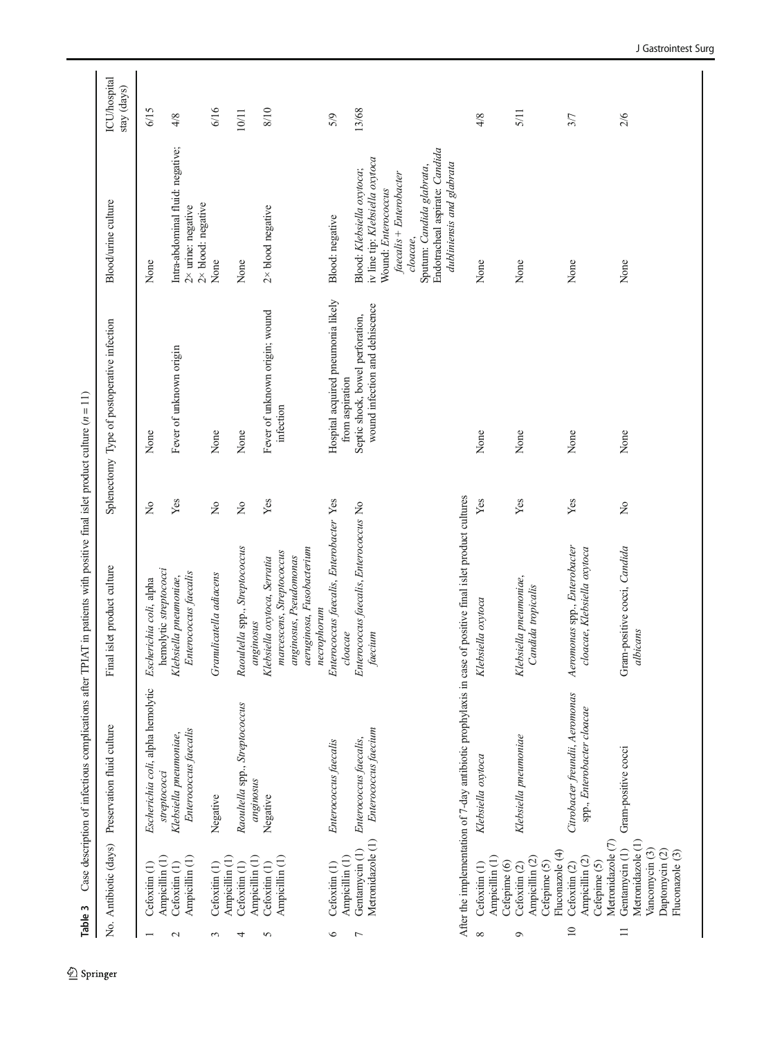**Table 3** Case description of infectious complications after TPIAT in patients with positive final islet product culture (*n* = 11)

| No. | Antibiotic (days) | Preservation fluid culture | Final islet product culture | Splenectomy | Type of postoperative infection | Blood/urine culture | ICU/hospital stay (days) |
|---|---|---|---|---|---|---|---|
| 1 | Cefoxitin (1) Ampicillin (1) | *Escherichia coli*, alpha hemolytic streptococci | *Escherichia coli*, alpha hemolytic streptococci | No | None | None | 6/15 |
| 2 | Cefoxitin (1) Ampicillin (1) | *Klebsiella pneumoniae*, *Enterococcus faecalis* | *Klebsiella pneumoniae*, *Enterococcus faecalis* | Yes | Fever of unknown origin | Intra-abdominal fluid: negative; 2× urine: negative 2× blood: negative | 4/8 |
| 3 | Cefoxitin (1) Ampicillin (1) | Negative | *Granulicatella adiacens* | No | None | None | 6/16 |
| 4 | Cefoxitin (1) Ampicillin (1) | *Raoultella* spp., *Streptococcus anginosus* | *Raoultella* spp., *Streptococcus anginosus* | No | None | None | 10/11 |
| 5 | Cefoxitin (1) Ampicillin (1) | Negative | *Klebsiella oxytoca*, *Serratia marcescens*, *Streptococcus anginosus*, *Pseudomonas aeruginosa*, *Fusobacterium necrophorum* | Yes | Fever of unknown origin; wound infection | 2× blood negative | 8/10 |
| 6 | Cefoxitin (1) Ampicillin (1) | *Enterococcus faecalis* | *Enterococcus faecalis*, *Enterobacter cloacae* | Yes | Hospital acquired pneumonia likely from aspiration | Blood: negative | 5/9 |
| 7 | Gentamycin (1) Metronidazole (1) | *Enterococcus faecalis*, *Enterococcus faecium* | *Enterococcus faecalis*, *Enterococcus faecium* | No | Septic shock, bowel perforation, wound infection and dehiscence | Blood: *Klebsiella oxytoca*; iv line tip: *Klebsiella oxytoca* Wound: *Enterococcus faecalis* + *Enterobacter cloacae*, Sputum: *Candida glabrata*, Endotracheal aspirate: *Candida dubliniensis* and *glabrata* | 13/68 |
| After the implementation of 7-day antibiotic prophylaxis in case of positive final islet product cultures | | | | | | | |
| 8 | Cefoxitin (1) Ampicillin (1) Cefepime (6) | *Klebsiella oxytoca* | *Klebsiella oxytoca* | Yes | None | None | 4/8 |
| 9 | Cefoxitin (2) Ampicillin (2) Cefepime (5) Fluconazole (4) | *Klebsiella pneumoniae* | *Klebsiella pneumoniae*, *Candida tropicalis* | Yes | None | None | 5/11 |
| 10 | Cefoxitin (2) Ampicillin (2) Cefepime (5) Metronidazole (7) | *Citrobacter freundii*, *Aeromonas* spp., *Enterobacter cloacae* | *Aeromonas* spp., *Enterobacter cloacae*, *Klebsiella oxytoca* | Yes | None | None | 3/7 |
| 11 | Gentamycin (1) Metronidazole (1) Vancomycin (3) Daptomycin (2) Fluconazole (3) | Gram-positive cocci | Gram-positive cocci, *Candida albicans* | No | None | None | 2/6 |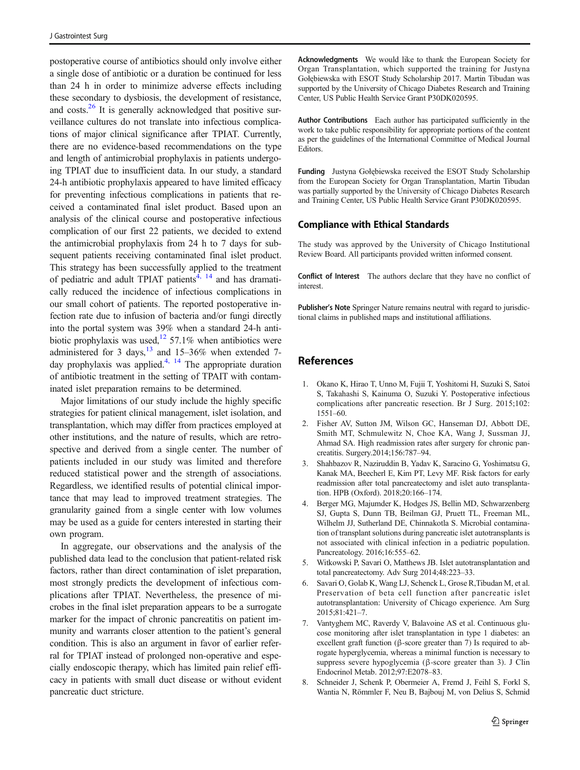postoperative course of antibiotics should only involve either a single dose of antibiotic or a duration be continued for less than 24 h in order to minimize adverse effects including these secondary to dysbiosis, the development of resistance, and costs.[26] It is generally acknowledged that positive surveillance cultures do not translate into infectious complications of major clinical significance after TPIAT. Currently, there are no evidence-based recommendations on the type and length of antimicrobial prophylaxis in patients undergoing TPIAT due to insufficient data. In our study, a standard 24-h antibiotic prophylaxis appeared to have limited efficacy for preventing infectious complications in patients that received a contaminated final islet product. Based upon an analysis of the clinical course and postoperative infectious complication of our first 22 patients, we decided to extend the antimicrobial prophylaxis from 24 h to 7 days for subsequent patients receiving contaminated final islet product. This strategy has been successfully applied to the treatment of pediatric and adult TPIAT patients[4, 14] and has dramatically reduced the incidence of infectious complications in our small cohort of patients. The reported postoperative infection rate due to infusion of bacteria and/or fungi directly into the portal system was 39% when a standard 24-h antibiotic prophylaxis was used,[12] 57.1% when antibiotics were administered for 3 days,[13] and 15–36% when extended 7-day prophylaxis was applied.[4, 14] The appropriate duration of antibiotic treatment in the setting of TPAIT with contaminated islet preparation remains to be determined.

Major limitations of our study include the highly specific strategies for patient clinical management, islet isolation, and transplantation, which may differ from practices employed at other institutions, and the nature of results, which are retrospective and derived from a single center. The number of patients included in our study was limited and therefore reduced statistical power and the strength of associations. Regardless, we identified results of potential clinical importance that may lead to improved treatment strategies. The granularity gained from a single center with low volumes may be used as a guide for centers interested in starting their own program.

In aggregate, our observations and the analysis of the published data lead to the conclusion that patient-related risk factors, rather than direct contamination of islet preparation, most strongly predicts the development of infectious complications after TPIAT. Nevertheless, the presence of microbes in the final islet preparation appears to be a surrogate marker for the impact of chronic pancreatitis on patient immunity and warrants closer attention to the patient's general condition. This is also an argument in favor of earlier referral for TPIAT instead of prolonged non-operative and especially endoscopic therapy, which has limited pain relief efficacy in patients with small duct disease or without evident pancreatic duct stricture.

**Acknowledgments** We would like to thank the European Society for Organ Transplantation, which supported the training for Justyna Gołębiewska with ESOT Study Scholarship 2017. Martin Tibudan was supported by the University of Chicago Diabetes Research and Training Center, US Public Health Service Grant P30DK020595.

**Author Contributions** Each author has participated sufficiently in the work to take public responsibility for appropriate portions of the content as per the guidelines of the International Committee of Medical Journal Editors.

**Funding** Justyna Gołębiewska received the ESOT Study Scholarship from the European Society for Organ Transplantation, Martin Tibudan was partially supported by the University of Chicago Diabetes Research and Training Center, US Public Health Service Grant P30DK020595.

## Compliance with Ethical Standards

The study was approved by the University of Chicago Institutional Review Board. All participants provided written informed consent.

**Conflict of Interest** The authors declare that they have no conflict of interest.

**Publisher's Note** Springer Nature remains neutral with regard to jurisdictional claims in published maps and institutional affiliations.

## References

1. Okano K, Hirao T, Unno M, Fujii T, Yoshitomi H, Suzuki S, Satoi S, Takahashi S, Kainuma O, Suzuki Y. Postoperative infectious complications after pancreatic resection. Br J Surg. 2015;102:1551–60.
2. Fisher AV, Sutton JM, Wilson GC, Hanseman DJ, Abbott DE, Smith MT, Schmulewitz N, Choe KA, Wang J, Sussman JJ, Ahmad SA. High readmission rates after surgery for chronic pancreatitis. Surgery.2014;156:787–94.
3. Shahbazov R, Naziruddin B, Yadav K, Saracino G, Yoshimatsu G, Kanak MA, Beecherl E, Kim PT, Levy MF. Risk factors for early readmission after total pancreatectomy and islet auto transplantation. HPB (Oxford). 2018;20:166–174.
4. Berger MG, Majumder K, Hodges JS, Bellin MD, Schwarzenberg SJ, Gupta S, Dunn TB, Beilman GJ, Pruett TL, Freeman ML, Wilhelm JJ, Sutherland DE, Chinnakotla S. Microbial contamination of transplant solutions during pancreatic islet autotransplants is not associated with clinical infection in a pediatric population. Pancreatology. 2016;16:555–62.
5. Witkowski P, Savari O, Matthews JB. Islet autotransplantation and total pancreatectomy. Adv Surg 2014;48:223–33.
6. Savari O, Golab K, Wang LJ, Schenck L, Grose R,Tibudan M, et al. Preservation of beta cell function after pancreatic islet autotransplantation: University of Chicago experience. Am Surg 2015;81:421–7.
7. Vantyghem MC, Raverdy V, Balavoine AS et al. Continuous glucose monitoring after islet transplantation in type 1 diabetes: an excellent graft function (β-score greater than 7) Is required to abrogate hyperglycemia, whereas a minimal function is necessary to suppress severe hypoglycemia (β-score greater than 3). J Clin Endocrinol Metab. 2012;97:E2078–83.
8. Schneider J, Schenk P, Obermeier A, Fremd J, Feihl S, Forkl S, Wantia N, Römmler F, Neu B, Bajbouj M, von Delius S, Schmid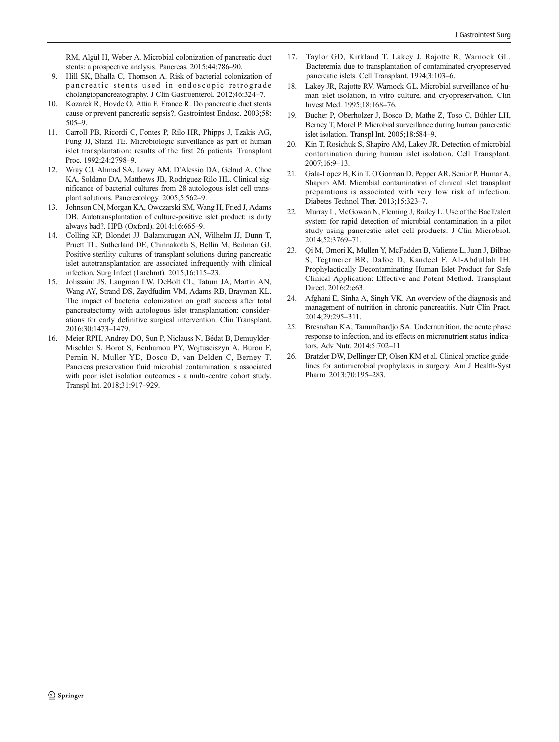RM, Algül H, Weber A. Microbial colonization of pancreatic duct stents: a prospective analysis. Pancreas. 2015;44:786–90.

9. Hill SK, Bhalla C, Thomson A. Risk of bacterial colonization of pancreatic stents used in endoscopic retrograde cholangiopancreatography. J Clin Gastroenterol. 2012;46:324–7.
10. Kozarek R, Hovde O, Attia F, France R. Do pancreatic duct stents cause or prevent pancreatic sepsis?. Gastrointest Endosc. 2003;58: 505–9.
11. Carroll PB, Ricordi C, Fontes P, Rilo HR, Phipps J, Tzakis AG, Fung JJ, Starzl TE. Microbiologic surveillance as part of human islet transplantation: results of the first 26 patients. Transplant Proc. 1992;24:2798–9.
12. Wray CJ, Ahmad SA, Lowy AM, D'Alessio DA, Gelrud A, Choe KA, Soldano DA, Matthews JB, Rodriguez-Rilo HL. Clinical significance of bacterial cultures from 28 autologous islet cell transplant solutions. Pancreatology. 2005;5:562–9.
13. Johnson CN, Morgan KA, Owczarski SM, Wang H, Fried J, Adams DB. Autotransplantation of culture-positive islet product: is dirty always bad?. HPB (Oxford). 2014;16:665–9.
14. Colling KP, Blondet JJ, Balamurugan AN, Wilhelm JJ, Dunn T, Pruett TL, Sutherland DE, Chinnakotla S, Bellin M, Beilman GJ. Positive sterility cultures of transplant solutions during pancreatic islet autotransplantation are associated infrequently with clinical infection. Surg Infect (Larchmt). 2015;16:115–23.
15. Jolissaint JS, Langman LW, DeBolt CL, Tatum JA, Martin AN, Wang AY, Strand DS, Zaydfudim VM, Adams RB, Brayman KL. The impact of bacterial colonization on graft success after total pancreatectomy with autologous islet transplantation: considerations for early definitive surgical intervention. Clin Transplant. 2016;30:1473–1479.
16. Meier RPH, Andrey DO, Sun P, Niclauss N, Bédat B, Demuylder-Mischler S, Borot S, Benhamou PY, Wojtusciszyn A, Buron F, Pernin N, Muller YD, Bosco D, van Delden C, Berney T. Pancreas preservation fluid microbial contamination is associated with poor islet isolation outcomes - a multi-centre cohort study. Transpl Int. 2018;31:917–929.
17. Taylor GD, Kirkland T, Lakey J, Rajotte R, Warnock GL. Bacteremia due to transplantation of contaminated cryopreserved pancreatic islets. Cell Transplant. 1994;3:103–6.
18. Lakey JR, Rajotte RV, Warnock GL. Microbial surveillance of human islet isolation, in vitro culture, and cryopreservation. Clin Invest Med. 1995;18:168–76.
19. Bucher P, Oberholzer J, Bosco D, Mathe Z, Toso C, Bühler LH, Berney T, Morel P. Microbial surveillance during human pancreatic islet isolation. Transpl Int. 2005;18:584–9.
20. Kin T, Rosichuk S, Shapiro AM, Lakey JR. Detection of microbial contamination during human islet isolation. Cell Transplant. 2007;16:9–13.
21. Gala-Lopez B, Kin T, O'Gorman D, Pepper AR, Senior P, Humar A, Shapiro AM. Microbial contamination of clinical islet transplant preparations is associated with very low risk of infection. Diabetes Technol Ther. 2013;15:323–7.
22. Murray L, McGowan N, Fleming J, Bailey L. Use of the BacT/alert system for rapid detection of microbial contamination in a pilot study using pancreatic islet cell products. J Clin Microbiol. 2014;52:3769–71.
23. Qi M, Omori K, Mullen Y, McFadden B, Valiente L, Juan J, Bilbao S, Tegtmeier BR, Dafoe D, Kandeel F, Al-Abdullah IH. Prophylactically Decontaminating Human Islet Product for Safe Clinical Application: Effective and Potent Method. Transplant Direct. 2016;2:e63.
24. Afghani E, Sinha A, Singh VK. An overview of the diagnosis and management of nutrition in chronic pancreatitis. Nutr Clin Pract. 2014;29:295–311.
25. Bresnahan KA, Tanumihardjo SA. Undernutrition, the acute phase response to infection, and its effects on micronutrient status indicators. Adv Nutr. 2014;5:702–11
26. Bratzler DW, Dellinger EP, Olsen KM et al. Clinical practice guidelines for antimicrobial prophylaxis in surgery. Am J Health-Syst Pharm. 2013;70:195–283.